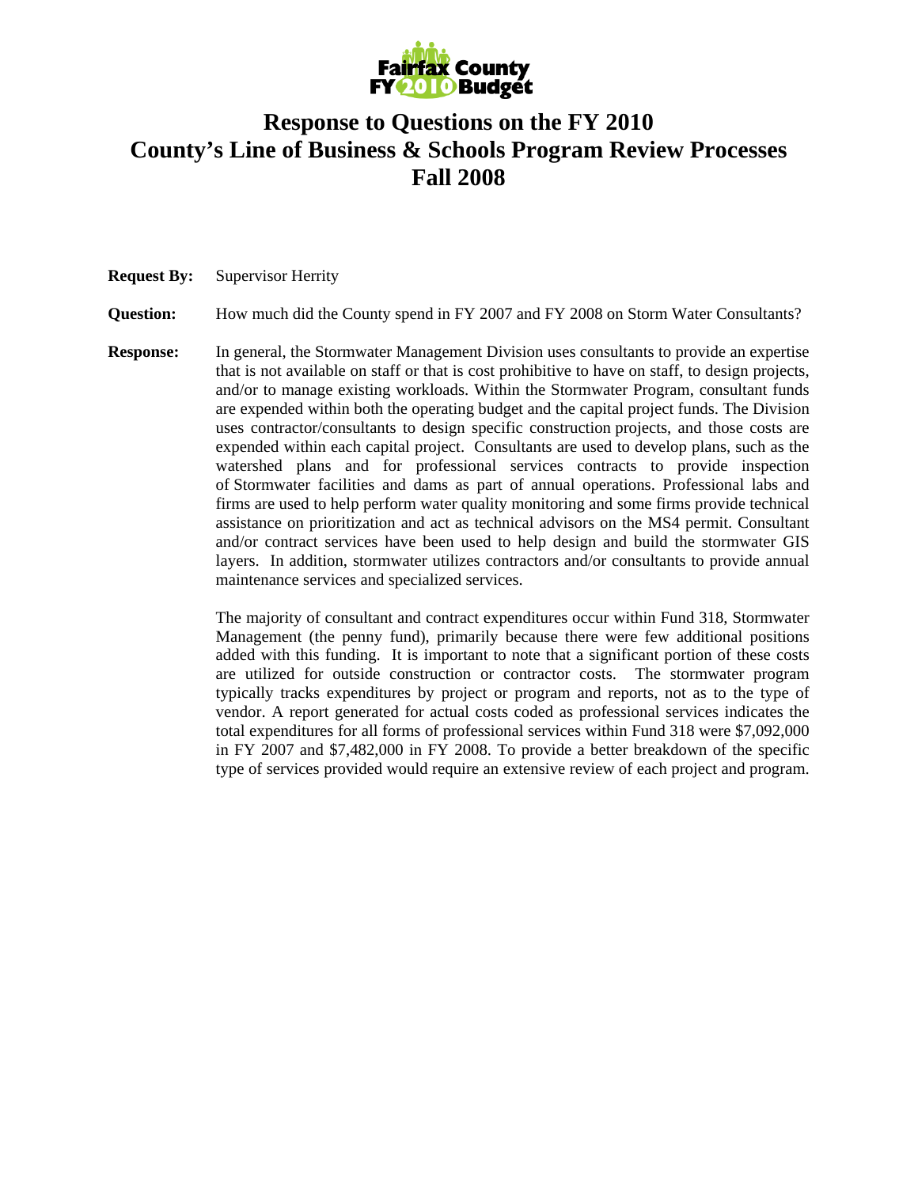# Response to Questions on the FY 2010 County's Line of Business & Schools Program Review Processes Fall 2008

**Request By:** Supervisor Herrity

**Question:** How much did the County spend in FY 2007 and FY 2008 on Storm Water Consultants?

**Response:** In general, the Stormwater Management Division uses consultants to provide an expertise that is not available on staff or that is cost prohibitive to have on staff, to design projects, and/or to manage existing workloads. Within the Stormwater Program, consultant funds are expended within both the operating budget and the capital project funds. The Division uses contractor/consultants to design specific construction projects, and those costs are expended within each capital project. Consultants are used to develop plans, such as the watershed plans and for professional services contracts to provide inspection of Stormwater facilities and dams as part of annual operations. Professional labs and firms are used to help perform water quality monitoring and some firms provide technical assistance on prioritization and act as technical advisors on the MS4 permit. Consultant and/or contract services have been used to help design and build the stormwater GIS layers. In addition, stormwater utilizes contractors and/or consultants to provide annual maintenance services and specialized services.

The majority of consultant and contract expenditures occur within Fund 318, Stormwater Management (the penny fund), primarily because there were few additional positions added with this funding. It is important to note that a significant portion of these costs are utilized for outside construction or contractor costs. The stormwater program typically tracks expenditures by project or program and reports, not as to the type of vendor. A report generated for actual costs coded as professional services indicates the total expenditures for all forms of professional services within Fund 318 were $7,092,000 in FY 2007 and $7,482,000 in FY 2008. To provide a better breakdown of the specific type of services provided would require an extensive review of each project and program.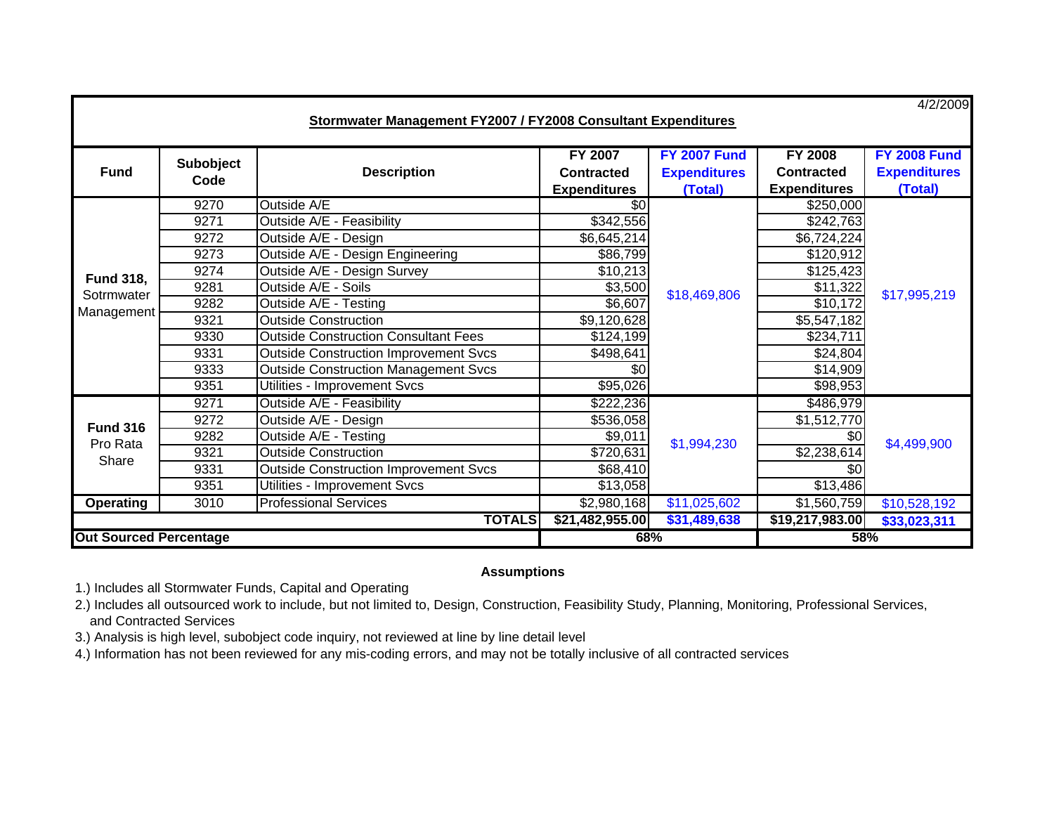4/2/2009

## Stormwater Management FY2007 / FY2008 Consultant Expenditures

| Fund | Subobject Code | Description | FY 2007 Contracted Expenditures | FY 2007 Fund Expenditures (Total) | FY 2008 Contracted Expenditures | FY 2008 Fund Expenditures (Total) |
|---|---|---|---|---|---|---|
| **Fund 318,** Sotrmwater Management | 9270 | Outside A/E | $0 | $18,469,806 | $250,000 | $17,995,219 |
| | 9271 | Outside A/E - Feasibility | $342,556 | | $242,763 | |
| | 9272 | Outside A/E - Design | $6,645,214 | | $6,724,224 | |
| | 9273 | Outside A/E - Design Engineering | $86,799 | | $120,912 | |
| | 9274 | Outside A/E - Design Survey | $10,213 | | $125,423 | |
| | 9281 | Outside A/E - Soils | $3,500 | | $11,322 | |
| | 9282 | Outside A/E - Testing | $6,607 | | $10,172 | |
| | 9321 | Outside Construction | $9,120,628 | | $5,547,182 | |
| | 9330 | Outside Construction Consultant Fees | $124,199 | | $234,711 | |
| | 9331 | Outside Construction Improvement Svcs | $498,641 | | $24,804 | |
| | 9333 | Outside Construction Management Svcs | $0 | | $14,909 | |
| | 9351 | Utilities - Improvement Svcs | $95,026 | | $98,953 | |
| **Fund 316** Pro Rata Share | 9271 | Outside A/E - Feasibility | $222,236 | $1,994,230 | $486,979 | $4,499,900 |
| | 9272 | Outside A/E - Design | $536,058 | | $1,512,770 | |
| | 9282 | Outside A/E - Testing | $9,011 | | $0 | |
| | 9321 | Outside Construction | $720,631 | | $2,238,614 | |
| | 9331 | Outside Construction Improvement Svcs | $68,410 | | $0 | |
| | 9351 | Utilities - Improvement Svcs | $13,058 | | $13,486 | |
| **Operating** | 3010 | Professional Services | $2,980,168 | $11,025,602 | $1,560,759 | $10,528,192 |
| | | **TOTALS** | **$21,482,955.00** | **$31,489,638** | **$19,217,983.00** | **$33,023,311** |
| **Out Sourced Percentage** | | | **68%** | | **58%** | |

**Assumptions**

1.) Includes all Stormwater Funds, Capital and Operating

2.) Includes all outsourced work to include, but not limited to, Design, Construction, Feasibility Study, Planning, Monitoring, Professional Services, and Contracted Services

3.) Analysis is high level, subobject code inquiry, not reviewed at line by line detail level

4.) Information has not been reviewed for any mis-coding errors, and may not be totally inclusive of all contracted services